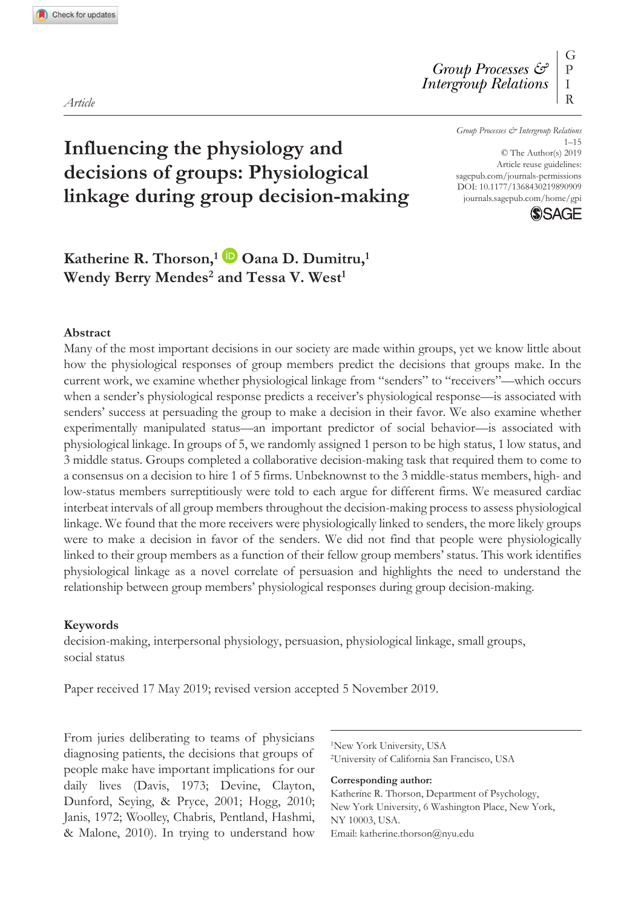Article

# Influencing the physiology and decisions of groups: Physiological linkage during group decision-making

Group Processes & Intergroup Relations

© The Author(s) 2019

Article reuse guidelines: sagepub.com/journals-permissions

DOI: 10.1177/1368430219890909

journals.sagepub.com/home/gpi

**Katherine R. Thorson,[1] Oana D. Dumitru,[1] Wendy Berry Mendes[2] and Tessa V. West[1]**

## Abstract

Many of the most important decisions in our society are made within groups, yet we know little about how the physiological responses of group members predict the decisions that groups make. In the current work, we examine whether physiological linkage from "senders" to "receivers"—which occurs when a sender's physiological response predicts a receiver's physiological response—is associated with senders' success at persuading the group to make a decision in their favor. We also examine whether experimentally manipulated status—an important predictor of social behavior—is associated with physiological linkage. In groups of 5, we randomly assigned 1 person to be high status, 1 low status, and 3 middle status. Groups completed a collaborative decision-making task that required them to come to a consensus on a decision to hire 1 of 5 firms. Unbeknownst to the 3 middle-status members, high- and low-status members surreptitiously were told to each argue for different firms. We measured cardiac interbeat intervals of all group members throughout the decision-making process to assess physiological linkage. We found that the more receivers were physiologically linked to senders, the more likely groups were to make a decision in favor of the senders. We did not find that people were physiologically linked to their group members as a function of their fellow group members' status. This work identifies physiological linkage as a novel correlate of persuasion and highlights the need to understand the relationship between group members' physiological responses during group decision-making.

## Keywords

decision-making, interpersonal physiology, persuasion, physiological linkage, small groups, social status

Paper received 17 May 2019; revised version accepted 5 November 2019.

From juries deliberating to teams of physicians diagnosing patients, the decisions that groups of people make have important implications for our daily lives (Davis, 1973; Devine, Clayton, Dunford, Seying, & Pryce, 2001; Hogg, 2010; Janis, 1972; Woolley, Chabris, Pentland, Hashmi, & Malone, 2010). In trying to understand how

[1]New York University, USA
[2]University of California San Francisco, USA

**Corresponding author:**
Katherine R. Thorson, Department of Psychology, New York University, 6 Washington Place, New York, NY 10003, USA.
Email: katherine.thorson@nyu.edu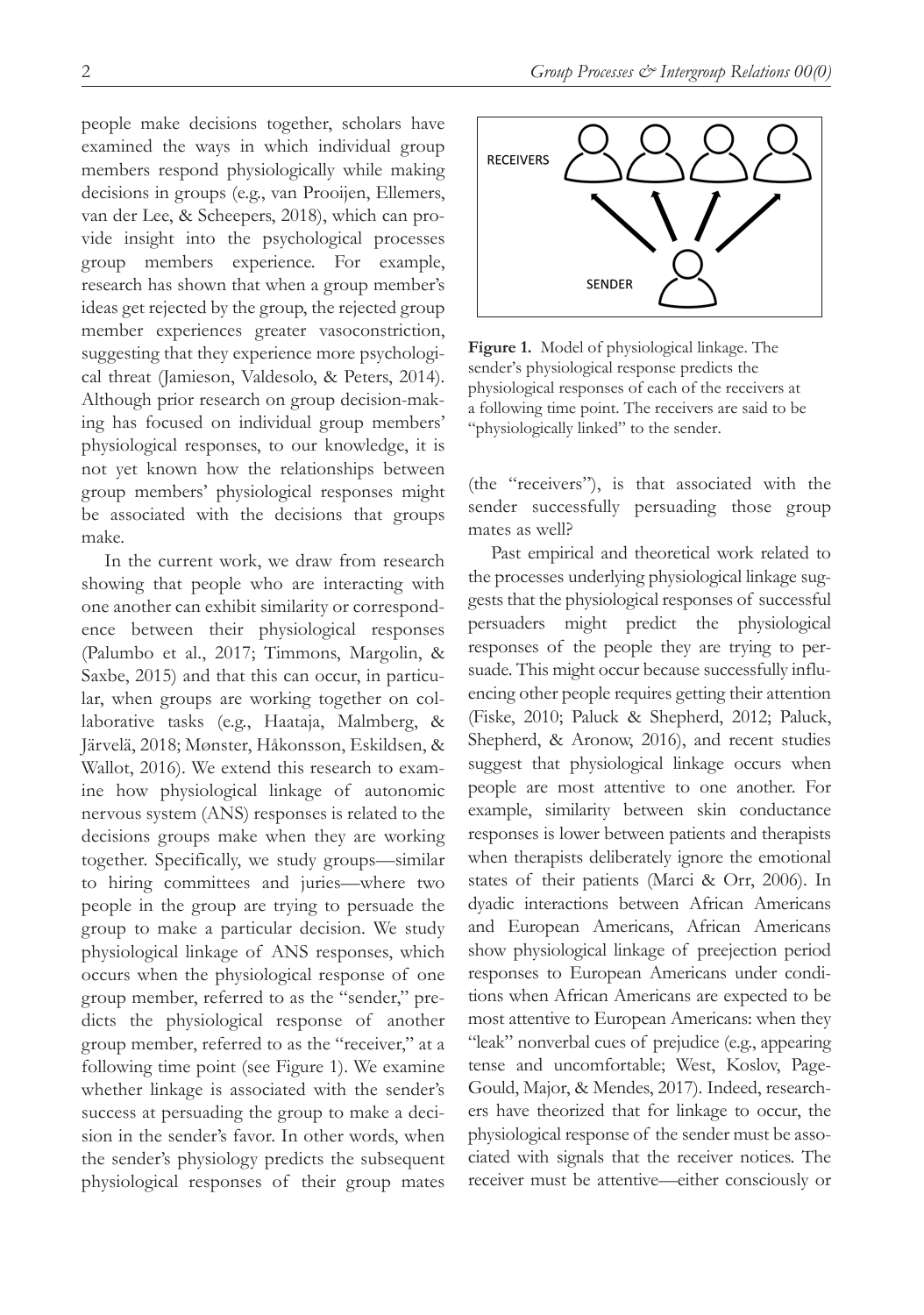people make decisions together, scholars have examined the ways in which individual group members respond physiologically while making decisions in groups (e.g., van Prooijen, Ellemers, van der Lee, & Scheepers, 2018), which can provide insight into the psychological processes group members experience. For example, research has shown that when a group member's ideas get rejected by the group, the rejected group member experiences greater vasoconstriction, suggesting that they experience more psychological threat (Jamieson, Valdesolo, & Peters, 2014). Although prior research on group decision-making has focused on individual group members' physiological responses, to our knowledge, it is not yet known how the relationships between group members' physiological responses might be associated with the decisions that groups make.

In the current work, we draw from research showing that people who are interacting with one another can exhibit similarity or correspondence between their physiological responses (Palumbo et al., 2017; Timmons, Margolin, & Saxbe, 2015) and that this can occur, in particular, when groups are working together on collaborative tasks (e.g., Haataja, Malmberg, & Järvelä, 2018; Mønster, Håkonsson, Eskildsen, & Wallot, 2016). We extend this research to examine how physiological linkage of autonomic nervous system (ANS) responses is related to the decisions groups make when they are working together. Specifically, we study groups—similar to hiring committees and juries—where two people in the group are trying to persuade the group to make a particular decision. We study physiological linkage of ANS responses, which occurs when the physiological response of one group member, referred to as the "sender," predicts the physiological response of another group member, referred to as the "receiver," at a following time point (see Figure 1). We examine whether linkage is associated with the sender's success at persuading the group to make a decision in the sender's favor. In other words, when the sender's physiology predicts the subsequent physiological responses of their group mates (the "receivers"), is that associated with the sender successfully persuading those group mates as well?

**Figure 1.** Model of physiological linkage. The sender's physiological response predicts the physiological responses of each of the receivers at a following time point. The receivers are said to be "physiologically linked" to the sender.

Past empirical and theoretical work related to the processes underlying physiological linkage suggests that the physiological responses of successful persuaders might predict the physiological responses of the people they are trying to persuade. This might occur because successfully influencing other people requires getting their attention (Fiske, 2010; Paluck & Shepherd, 2012; Paluck, Shepherd, & Aronow, 2016), and recent studies suggest that physiological linkage occurs when people are most attentive to one another. For example, similarity between skin conductance responses is lower between patients and therapists when therapists deliberately ignore the emotional states of their patients (Marci & Orr, 2006). In dyadic interactions between African Americans and European Americans, African Americans show physiological linkage of preejection period responses to European Americans under conditions when African Americans are expected to be most attentive to European Americans: when they "leak" nonverbal cues of prejudice (e.g., appearing tense and uncomfortable; West, Koslov, Page-Gould, Major, & Mendes, 2017). Indeed, researchers have theorized that for linkage to occur, the physiological response of the sender must be associated with signals that the receiver notices. The receiver must be attentive—either consciously or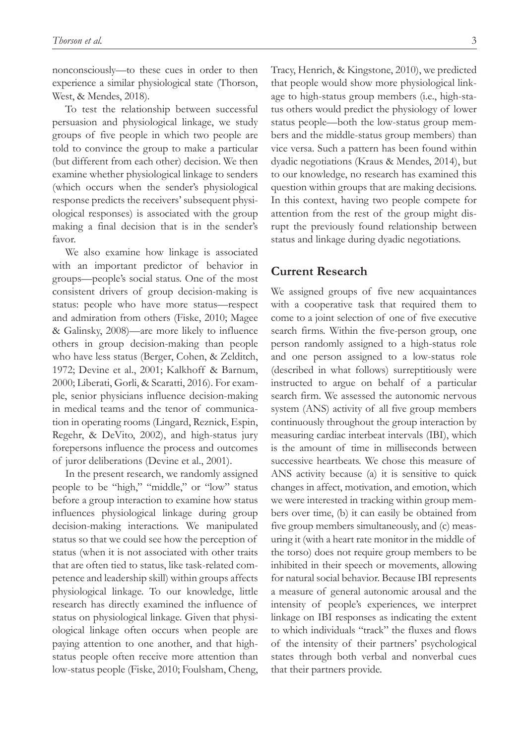nonconsciously—to these cues in order to then experience a similar physiological state (Thorson, West, & Mendes, 2018).

To test the relationship between successful persuasion and physiological linkage, we study groups of five people in which two people are told to convince the group to make a particular (but different from each other) decision. We then examine whether physiological linkage to senders (which occurs when the sender's physiological response predicts the receivers' subsequent physiological responses) is associated with the group making a final decision that is in the sender's favor.

We also examine how linkage is associated with an important predictor of behavior in groups—people's social status. One of the most consistent drivers of group decision-making is status: people who have more status—respect and admiration from others (Fiske, 2010; Magee & Galinsky, 2008)—are more likely to influence others in group decision-making than people who have less status (Berger, Cohen, & Zelditch, 1972; Devine et al., 2001; Kalkhoff & Barnum, 2000; Liberati, Gorli, & Scaratti, 2016). For example, senior physicians influence decision-making in medical teams and the tenor of communication in operating rooms (Lingard, Reznick, Espin, Regehr, & DeVito, 2002), and high-status jury forepersons influence the process and outcomes of juror deliberations (Devine et al., 2001).

In the present research, we randomly assigned people to be "high," "middle," or "low" status before a group interaction to examine how status influences physiological linkage during group decision-making interactions. We manipulated status so that we could see how the perception of status (when it is not associated with other traits that are often tied to status, like task-related competence and leadership skill) within groups affects physiological linkage. To our knowledge, little research has directly examined the influence of status on physiological linkage. Given that physiological linkage often occurs when people are paying attention to one another, and that high-status people often receive more attention than low-status people (Fiske, 2010; Foulsham, Cheng, Tracy, Henrich, & Kingstone, 2010), we predicted that people would show more physiological linkage to high-status group members (i.e., high-status others would predict the physiology of lower status people—both the low-status group members and the middle-status group members) than vice versa. Such a pattern has been found within dyadic negotiations (Kraus & Mendes, 2014), but to our knowledge, no research has examined this question within groups that are making decisions. In this context, having two people compete for attention from the rest of the group might disrupt the previously found relationship between status and linkage during dyadic negotiations.

## Current Research

We assigned groups of five new acquaintances with a cooperative task that required them to come to a joint selection of one of five executive search firms. Within the five-person group, one person randomly assigned to a high-status role and one person assigned to a low-status role (described in what follows) surreptitiously were instructed to argue on behalf of a particular search firm. We assessed the autonomic nervous system (ANS) activity of all five group members continuously throughout the group interaction by measuring cardiac interbeat intervals (IBI), which is the amount of time in milliseconds between successive heartbeats. We chose this measure of ANS activity because (a) it is sensitive to quick changes in affect, motivation, and emotion, which we were interested in tracking within group members over time, (b) it can easily be obtained from five group members simultaneously, and (c) measuring it (with a heart rate monitor in the middle of the torso) does not require group members to be inhibited in their speech or movements, allowing for natural social behavior. Because IBI represents a measure of general autonomic arousal and the intensity of people's experiences, we interpret linkage on IBI responses as indicating the extent to which individuals "track" the fluxes and flows of the intensity of their partners' psychological states through both verbal and nonverbal cues that their partners provide.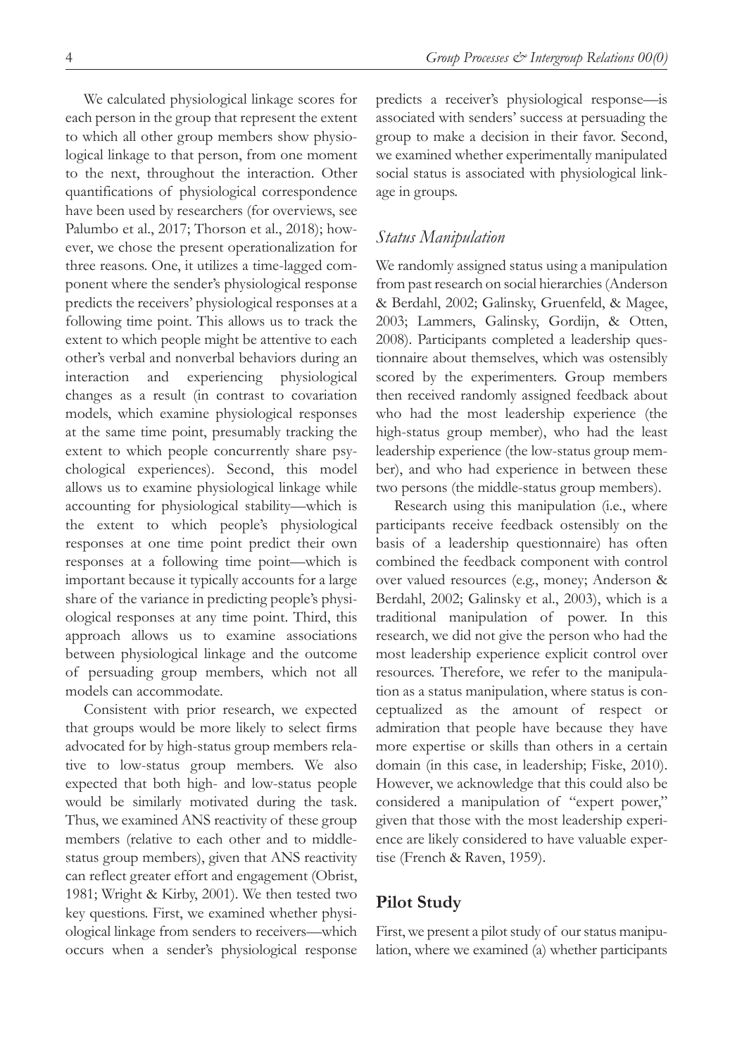We calculated physiological linkage scores for each person in the group that represent the extent to which all other group members show physiological linkage to that person, from one moment to the next, throughout the interaction. Other quantifications of physiological correspondence have been used by researchers (for overviews, see Palumbo et al., 2017; Thorson et al., 2018); however, we chose the present operationalization for three reasons. One, it utilizes a time-lagged component where the sender's physiological response predicts the receivers' physiological responses at a following time point. This allows us to track the extent to which people might be attentive to each other's verbal and nonverbal behaviors during an interaction and experiencing physiological changes as a result (in contrast to covariation models, which examine physiological responses at the same time point, presumably tracking the extent to which people concurrently share psychological experiences). Second, this model allows us to examine physiological linkage while accounting for physiological stability—which is the extent to which people's physiological responses at one time point predict their own responses at a following time point—which is important because it typically accounts for a large share of the variance in predicting people's physiological responses at any time point. Third, this approach allows us to examine associations between physiological linkage and the outcome of persuading group members, which not all models can accommodate.

Consistent with prior research, we expected that groups would be more likely to select firms advocated for by high-status group members relative to low-status group members. We also expected that both high- and low-status people would be similarly motivated during the task. Thus, we examined ANS reactivity of these group members (relative to each other and to middle-status group members), given that ANS reactivity can reflect greater effort and engagement (Obrist, 1981; Wright & Kirby, 2001). We then tested two key questions. First, we examined whether physiological linkage from senders to receivers—which occurs when a sender's physiological response predicts a receiver's physiological response—is associated with senders' success at persuading the group to make a decision in their favor. Second, we examined whether experimentally manipulated social status is associated with physiological linkage in groups.

### *Status Manipulation*

We randomly assigned status using a manipulation from past research on social hierarchies (Anderson & Berdahl, 2002; Galinsky, Gruenfeld, & Magee, 2003; Lammers, Galinsky, Gordijn, & Otten, 2008). Participants completed a leadership questionnaire about themselves, which was ostensibly scored by the experimenters. Group members then received randomly assigned feedback about who had the most leadership experience (the high-status group member), who had the least leadership experience (the low-status group member), and who had experience in between these two persons (the middle-status group members).

Research using this manipulation (i.e., where participants receive feedback ostensibly on the basis of a leadership questionnaire) has often combined the feedback component with control over valued resources (e.g., money; Anderson & Berdahl, 2002; Galinsky et al., 2003), which is a traditional manipulation of power. In this research, we did not give the person who had the most leadership experience explicit control over resources. Therefore, we refer to the manipulation as a status manipulation, where status is conceptualized as the amount of respect or admiration that people have because they have more expertise or skills than others in a certain domain (in this case, in leadership; Fiske, 2010). However, we acknowledge that this could also be considered a manipulation of "expert power," given that those with the most leadership experience are likely considered to have valuable expertise (French & Raven, 1959).

## **Pilot Study**

First, we present a pilot study of our status manipulation, where we examined (a) whether participants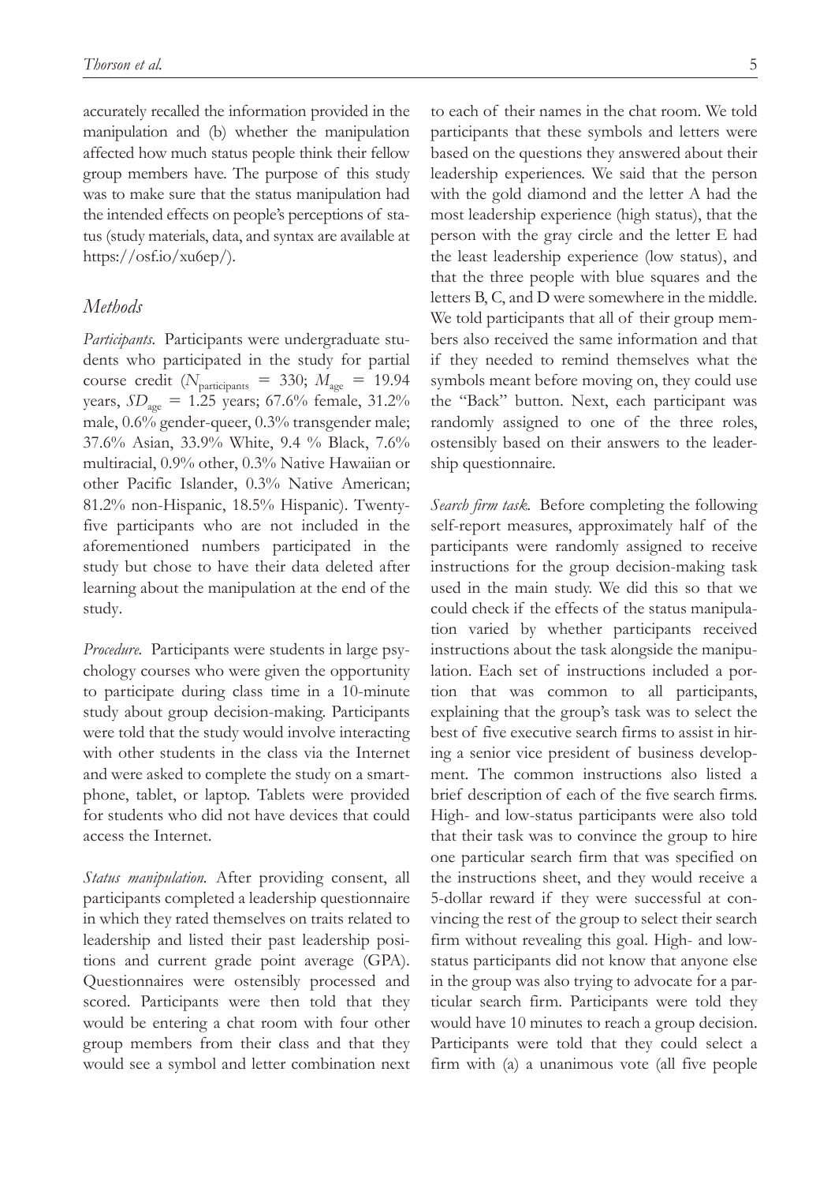accurately recalled the information provided in the manipulation and (b) whether the manipulation affected how much status people think their fellow group members have. The purpose of this study was to make sure that the status manipulation had the intended effects on people's perceptions of status (study materials, data, and syntax are available at https://osf.io/xu6ep/).

## *Methods*

*Participants.* Participants were undergraduate students who participated in the study for partial course credit ($N_{\text{participants}} = 330$; $M_{\text{age}} = 19.94$ years, $SD_{\text{age}} = 1.25$ years; 67.6% female, 31.2% male, 0.6% gender-queer, 0.3% transgender male; 37.6% Asian, 33.9% White, 9.4 % Black, 7.6% multiracial, 0.9% other, 0.3% Native Hawaiian or other Pacific Islander, 0.3% Native American; 81.2% non-Hispanic, 18.5% Hispanic). Twenty-five participants who are not included in the aforementioned numbers participated in the study but chose to have their data deleted after learning about the manipulation at the end of the study.

*Procedure.* Participants were students in large psychology courses who were given the opportunity to participate during class time in a 10-minute study about group decision-making. Participants were told that the study would involve interacting with other students in the class via the Internet and were asked to complete the study on a smartphone, tablet, or laptop. Tablets were provided for students who did not have devices that could access the Internet.

*Status manipulation.* After providing consent, all participants completed a leadership questionnaire in which they rated themselves on traits related to leadership and listed their past leadership positions and current grade point average (GPA). Questionnaires were ostensibly processed and scored. Participants were then told that they would be entering a chat room with four other group members from their class and that they would see a symbol and letter combination next to each of their names in the chat room. We told participants that these symbols and letters were based on the questions they answered about their leadership experiences. We said that the person with the gold diamond and the letter A had the most leadership experience (high status), that the person with the gray circle and the letter E had the least leadership experience (low status), and that the three people with blue squares and the letters B, C, and D were somewhere in the middle. We told participants that all of their group members also received the same information and that if they needed to remind themselves what the symbols meant before moving on, they could use the "Back" button. Next, each participant was randomly assigned to one of the three roles, ostensibly based on their answers to the leadership questionnaire.

*Search firm task.* Before completing the following self-report measures, approximately half of the participants were randomly assigned to receive instructions for the group decision-making task used in the main study. We did this so that we could check if the effects of the status manipulation varied by whether participants received instructions about the task alongside the manipulation. Each set of instructions included a portion that was common to all participants, explaining that the group's task was to select the best of five executive search firms to assist in hiring a senior vice president of business development. The common instructions also listed a brief description of each of the five search firms. High- and low-status participants were also told that their task was to convince the group to hire one particular search firm that was specified on the instructions sheet, and they would receive a 5-dollar reward if they were successful at convincing the rest of the group to select their search firm without revealing this goal. High- and low-status participants did not know that anyone else in the group was also trying to advocate for a particular search firm. Participants were told they would have 10 minutes to reach a group decision. Participants were told that they could select a firm with (a) a unanimous vote (all five people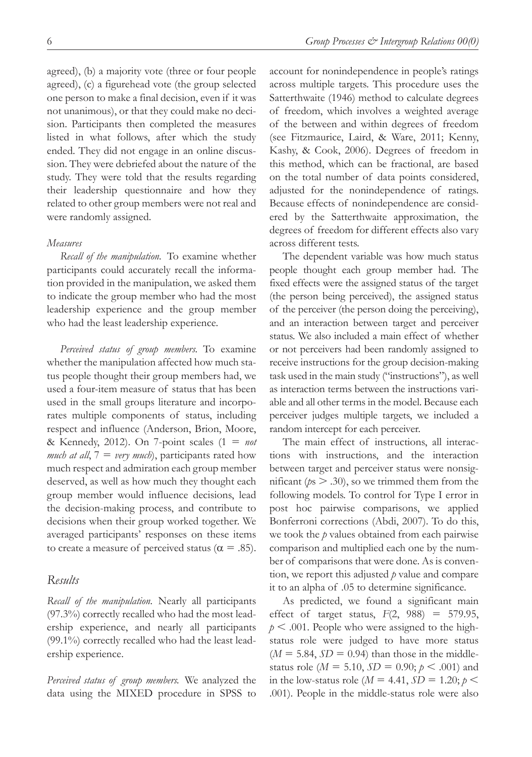agreed), (b) a majority vote (three or four people agreed), (c) a figurehead vote (the group selected one person to make a final decision, even if it was not unanimous), or that they could make no decision. Participants then completed the measures listed in what follows, after which the study ended. They did not engage in an online discussion. They were debriefed about the nature of the study. They were told that the results regarding their leadership questionnaire and how they related to other group members were not real and were randomly assigned.

*Measures*

*Recall of the manipulation.* To examine whether participants could accurately recall the information provided in the manipulation, we asked them to indicate the group member who had the most leadership experience and the group member who had the least leadership experience.

*Perceived status of group members.* To examine whether the manipulation affected how much status people thought their group members had, we used a four-item measure of status that has been used in the small groups literature and incorporates multiple components of status, including respect and influence (Anderson, Brion, Moore, & Kennedy, 2012). On 7-point scales (1 = *not much at all*, 7 = *very much*), participants rated how much respect and admiration each group member deserved, as well as how much they thought each group member would influence decisions, lead the decision-making process, and contribute to decisions when their group worked together. We averaged participants' responses on these items to create a measure of perceived status ($\alpha = .85$).

## Results

*Recall of the manipulation.* Nearly all participants (97.3%) correctly recalled who had the most leadership experience, and nearly all participants (99.1%) correctly recalled who had the least leadership experience.

*Perceived status of group members.* We analyzed the data using the MIXED procedure in SPSS to account for nonindependence in people's ratings across multiple targets. This procedure uses the Satterthwaite (1946) method to calculate degrees of freedom, which involves a weighted average of the between and within degrees of freedom (see Fitzmaurice, Laird, & Ware, 2011; Kenny, Kashy, & Cook, 2006). Degrees of freedom in this method, which can be fractional, are based on the total number of data points considered, adjusted for the nonindependence of ratings. Because effects of nonindependence are considered by the Satterthwaite approximation, the degrees of freedom for different effects also vary across different tests.

The dependent variable was how much status people thought each group member had. The fixed effects were the assigned status of the target (the person being perceived), the assigned status of the perceiver (the person doing the perceiving), and an interaction between target and perceiver status. We also included a main effect of whether or not perceivers had been randomly assigned to receive instructions for the group decision-making task used in the main study ("instructions"), as well as interaction terms between the instructions variable and all other terms in the model. Because each perceiver judges multiple targets, we included a random intercept for each perceiver.

The main effect of instructions, all interactions with instructions, and the interaction between target and perceiver status were nonsignificant ($p$s $> .30$), so we trimmed them from the following models. To control for Type I error in post hoc pairwise comparisons, we applied Bonferroni corrections (Abdi, 2007). To do this, we took the $p$ values obtained from each pairwise comparison and multiplied each one by the number of comparisons that were done. As is convention, we report this adjusted $p$ value and compare it to an alpha of .05 to determine significance.

As predicted, we found a significant main effect of target status, $F(2, 988) = 579.95$, $p < .001$. People who were assigned to the high-status role were judged to have more status ($M = 5.84$, $SD = 0.94$) than those in the middle-status role ($M = 5.10$, $SD = 0.90$; $p < .001$) and in the low-status role ($M = 4.41$, $SD = 1.20$; $p < .001$). People in the middle-status role were also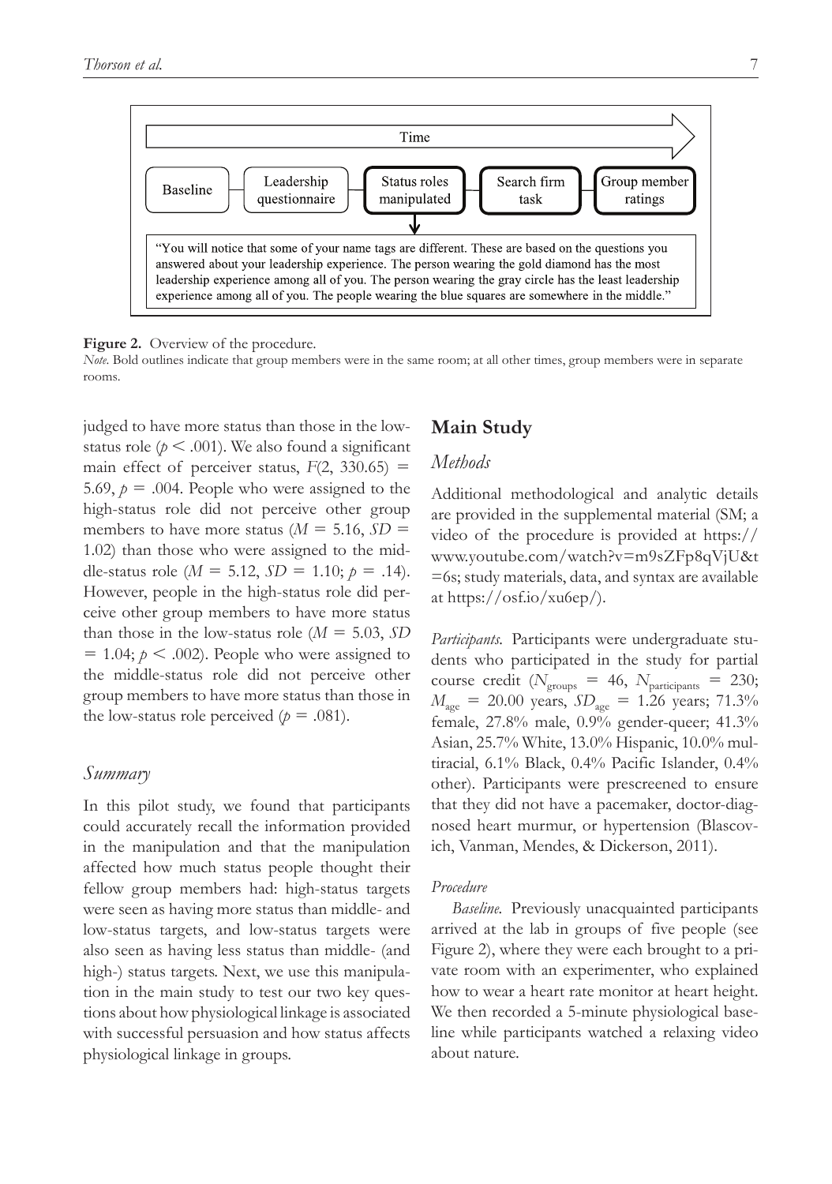Time

Baseline → Leadership questionnaire → Status roles manipulated → Search firm task → Group member ratings

"You will notice that some of your name tags are different. These are based on the questions you answered about your leadership experience. The person wearing the gold diamond has the most leadership experience among all of you. The person wearing the gray circle has the least leadership experience among all of you. The people wearing the blue squares are somewhere in the middle."

**Figure 2.** Overview of the procedure.

*Note*. Bold outlines indicate that group members were in the same room; at all other times, group members were in separate rooms.

judged to have more status than those in the low-status role ($p < .001$). We also found a significant main effect of perceiver status, $F(2, 330.65) = 5.69$, $p = .004$. People who were assigned to the high-status role did not perceive other group members to have more status ($M = 5.16$, $SD = 1.02$) than those who were assigned to the middle-status role ($M = 5.12$, $SD = 1.10$; $p = .14$). However, people in the high-status role did perceive other group members to have more status than those in the low-status role ($M = 5.03$, $SD = 1.04$; $p < .002$). People who were assigned to the middle-status role did not perceive other group members to have more status than those in the low-status role perceived ($p = .081$).

### *Summary*

In this pilot study, we found that participants could accurately recall the information provided in the manipulation and that the manipulation affected how much status people thought their fellow group members had: high-status targets were seen as having more status than middle- and low-status targets, and low-status targets were also seen as having less status than middle- (and high-) status targets. Next, we use this manipulation in the main study to test our two key questions about how physiological linkage is associated with successful persuasion and how status affects physiological linkage in groups.

## Main Study

### *Methods*

Additional methodological and analytic details are provided in the supplemental material (SM; a video of the procedure is provided at https://www.youtube.com/watch?v=m9sZFp8qVjU&t=6s; study materials, data, and syntax are available at https://osf.io/xu6ep/).

*Participants.* Participants were undergraduate students who participated in the study for partial course credit ($N_{groups} = 46$, $N_{participants} = 230$; $M_{age} = 20.00$ years, $SD_{age} = 1.26$ years; 71.3% female, 27.8% male, 0.9% gender-queer; 41.3% Asian, 25.7% White, 13.0% Hispanic, 10.0% multiracial, 6.1% Black, 0.4% Pacific Islander, 0.4% other). Participants were prescreened to ensure that they did not have a pacemaker, doctor-diagnosed heart murmur, or hypertension (Blascovich, Vanman, Mendes, & Dickerson, 2011).

#### *Procedure*

*Baseline.* Previously unacquainted participants arrived at the lab in groups of five people (see Figure 2), where they were each brought to a private room with an experimenter, who explained how to wear a heart rate monitor at heart height. We then recorded a 5-minute physiological baseline while participants watched a relaxing video about nature.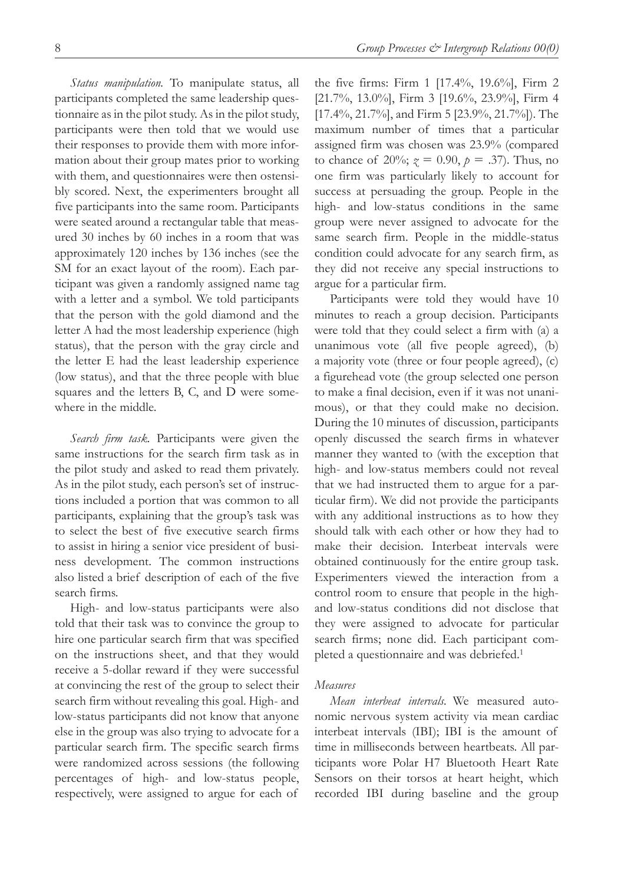*Status manipulation.* To manipulate status, all participants completed the same leadership questionnaire as in the pilot study. As in the pilot study, participants were then told that we would use their responses to provide them with more information about their group mates prior to working with them, and questionnaires were then ostensibly scored. Next, the experimenters brought all five participants into the same room. Participants were seated around a rectangular table that measured 30 inches by 60 inches in a room that was approximately 120 inches by 136 inches (see the SM for an exact layout of the room). Each participant was given a randomly assigned name tag with a letter and a symbol. We told participants that the person with the gold diamond and the letter A had the most leadership experience (high status), that the person with the gray circle and the letter E had the least leadership experience (low status), and that the three people with blue squares and the letters B, C, and D were somewhere in the middle.

*Search firm task.* Participants were given the same instructions for the search firm task as in the pilot study and asked to read them privately. As in the pilot study, each person's set of instructions included a portion that was common to all participants, explaining that the group's task was to select the best of five executive search firms to assist in hiring a senior vice president of business development. The common instructions also listed a brief description of each of the five search firms.

High- and low-status participants were also told that their task was to convince the group to hire one particular search firm that was specified on the instructions sheet, and that they would receive a 5-dollar reward if they were successful at convincing the rest of the group to select their search firm without revealing this goal. High- and low-status participants did not know that anyone else in the group was also trying to advocate for a particular search firm. The specific search firms were randomized across sessions (the following percentages of high- and low-status people, respectively, were assigned to argue for each of the five firms: Firm 1 [17.4%, 19.6%], Firm 2 [21.7%, 13.0%], Firm 3 [19.6%, 23.9%], Firm 4 [17.4%, 21.7%], and Firm 5 [23.9%, 21.7%]). The maximum number of times that a particular assigned firm was chosen was 23.9% (compared to chance of 20%; $z = 0.90$, $p = .37$). Thus, no one firm was particularly likely to account for success at persuading the group. People in the high- and low-status conditions in the same group were never assigned to advocate for the same search firm. People in the middle-status condition could advocate for any search firm, as they did not receive any special instructions to argue for a particular firm.

Participants were told they would have 10 minutes to reach a group decision. Participants were told that they could select a firm with (a) a unanimous vote (all five people agreed), (b) a majority vote (three or four people agreed), (c) a figurehead vote (the group selected one person to make a final decision, even if it was not unanimous), or that they could make no decision. During the 10 minutes of discussion, participants openly discussed the search firms in whatever manner they wanted to (with the exception that high- and low-status members could not reveal that we had instructed them to argue for a particular firm). We did not provide the participants with any additional instructions as to how they should talk with each other or how they had to make their decision. Interbeat intervals were obtained continuously for the entire group task. Experimenters viewed the interaction from a control room to ensure that people in the high- and low-status conditions did not disclose that they were assigned to advocate for particular search firms; none did. Each participant completed a questionnaire and was debriefed.[1]

### *Measures*

*Mean interbeat intervals.* We measured autonomic nervous system activity via mean cardiac interbeat intervals (IBI); IBI is the amount of time in milliseconds between heartbeats. All participants wore Polar H7 Bluetooth Heart Rate Sensors on their torsos at heart height, which recorded IBI during baseline and the group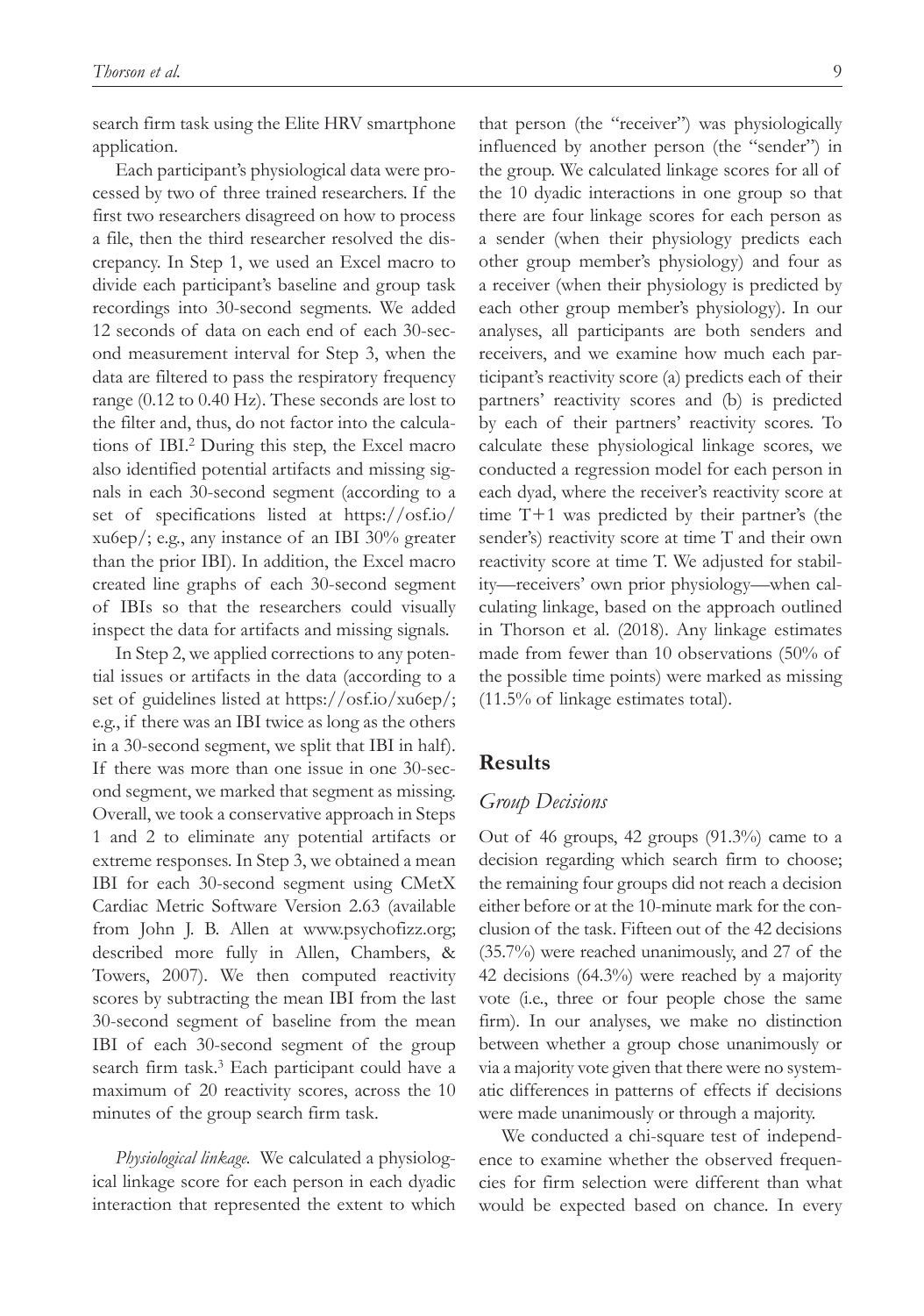search firm task using the Elite HRV smartphone application.

Each participant's physiological data were processed by two of three trained researchers. If the first two researchers disagreed on how to process a file, then the third researcher resolved the discrepancy. In Step 1, we used an Excel macro to divide each participant's baseline and group task recordings into 30-second segments. We added 12 seconds of data on each end of each 30-second measurement interval for Step 3, when the data are filtered to pass the respiratory frequency range (0.12 to 0.40 Hz). These seconds are lost to the filter and, thus, do not factor into the calculations of IBI.[2] During this step, the Excel macro also identified potential artifacts and missing signals in each 30-second segment (according to a set of specifications listed at https://osf.io/xu6ep/; e.g., any instance of an IBI 30% greater than the prior IBI). In addition, the Excel macro created line graphs of each 30-second segment of IBIs so that the researchers could visually inspect the data for artifacts and missing signals.

In Step 2, we applied corrections to any potential issues or artifacts in the data (according to a set of guidelines listed at https://osf.io/xu6ep/; e.g., if there was an IBI twice as long as the others in a 30-second segment, we split that IBI in half). If there was more than one issue in one 30-second segment, we marked that segment as missing. Overall, we took a conservative approach in Steps 1 and 2 to eliminate any potential artifacts or extreme responses. In Step 3, we obtained a mean IBI for each 30-second segment using CMetX Cardiac Metric Software Version 2.63 (available from John J. B. Allen at www.psychofizz.org; described more fully in Allen, Chambers, & Towers, 2007). We then computed reactivity scores by subtracting the mean IBI from the last 30-second segment of baseline from the mean IBI of each 30-second segment of the group search firm task.[3] Each participant could have a maximum of 20 reactivity scores, across the 10 minutes of the group search firm task.

*Physiological linkage.* We calculated a physiological linkage score for each person in each dyadic interaction that represented the extent to which that person (the "receiver") was physiologically influenced by another person (the "sender") in the group. We calculated linkage scores for all of the 10 dyadic interactions in one group so that there are four linkage scores for each person as a sender (when their physiology predicts each other group member's physiology) and four as a receiver (when their physiology is predicted by each other group member's physiology). In our analyses, all participants are both senders and receivers, and we examine how much each participant's reactivity score (a) predicts each of their partners' reactivity scores and (b) is predicted by each of their partners' reactivity scores. To calculate these physiological linkage scores, we conducted a regression model for each person in each dyad, where the receiver's reactivity score at time $T+1$ was predicted by their partner's (the sender's) reactivity score at time $T$ and their own reactivity score at time $T$. We adjusted for stability—receivers' own prior physiology—when calculating linkage, based on the approach outlined in Thorson et al. (2018). Any linkage estimates made from fewer than 10 observations (50% of the possible time points) were marked as missing (11.5% of linkage estimates total).

## Results

### Group Decisions

Out of 46 groups, 42 groups (91.3%) came to a decision regarding which search firm to choose; the remaining four groups did not reach a decision either before or at the 10-minute mark for the conclusion of the task. Fifteen out of the 42 decisions (35.7%) were reached unanimously, and 27 of the 42 decisions (64.3%) were reached by a majority vote (i.e., three or four people chose the same firm). In our analyses, we make no distinction between whether a group chose unanimously or via a majority vote given that there were no systematic differences in patterns of effects if decisions were made unanimously or through a majority.

We conducted a chi-square test of independence to examine whether the observed frequencies for firm selection were different than what would be expected based on chance. In every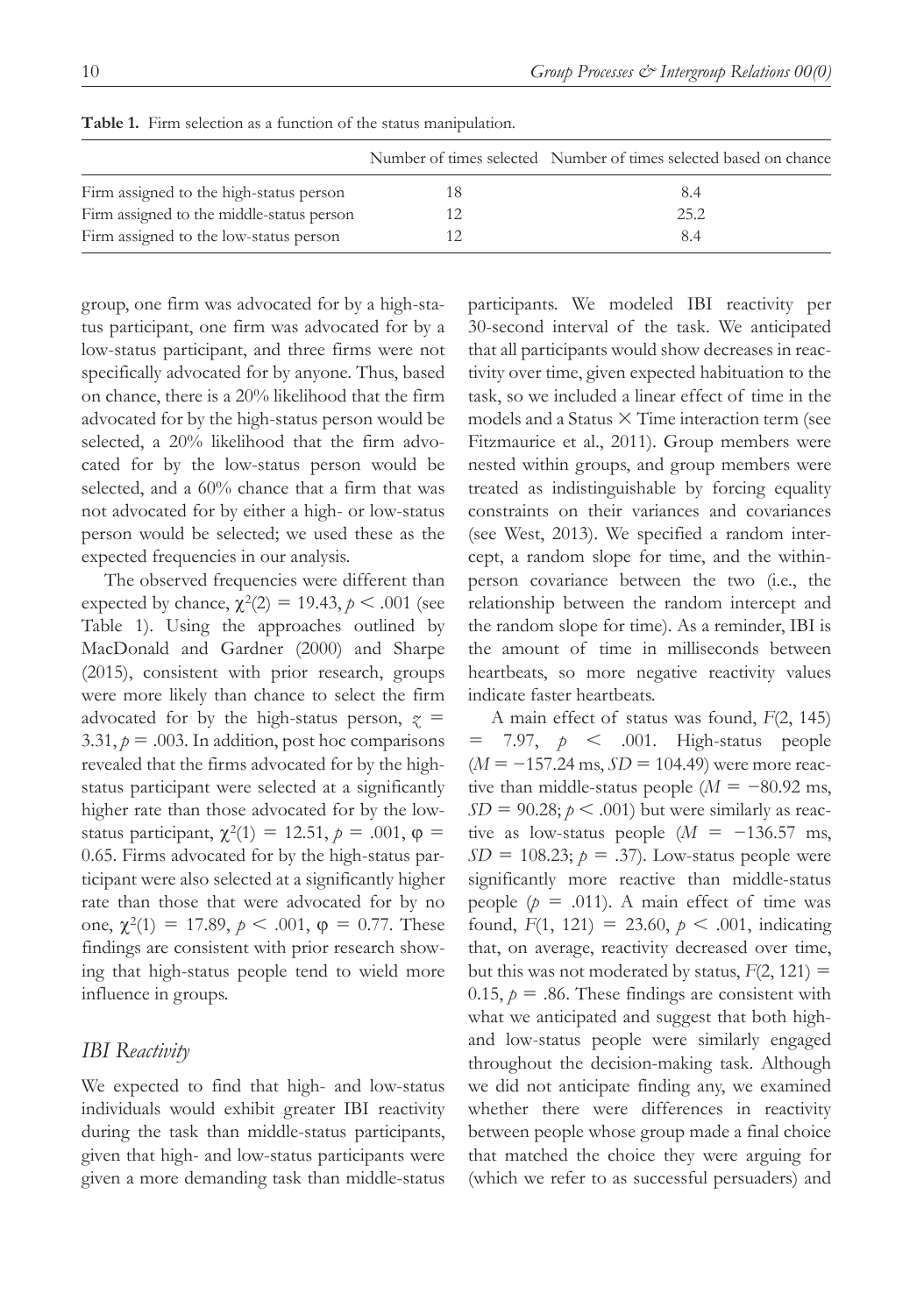**Table 1.** Firm selection as a function of the status manipulation.

| | Number of times selected | Number of times selected based on chance |
|---|---|---|
| Firm assigned to the high-status person | 18 | 8.4 |
| Firm assigned to the middle-status person | 12 | 25.2 |
| Firm assigned to the low-status person | 12 | 8.4 |

group, one firm was advocated for by a high-status participant, one firm was advocated for by a low-status participant, and three firms were not specifically advocated for by anyone. Thus, based on chance, there is a 20% likelihood that the firm advocated for by the high-status person would be selected, a 20% likelihood that the firm advocated for by the low-status person would be selected, and a 60% chance that a firm that was not advocated for by either a high- or low-status person would be selected; we used these as the expected frequencies in our analysis.

The observed frequencies were different than expected by chance, $\chi^2(2) = 19.43, p < .001$ (see Table 1). Using the approaches outlined by MacDonald and Gardner (2000) and Sharpe (2015), consistent with prior research, groups were more likely than chance to select the firm advocated for by the high-status person, $z = 3.31, p = .003$. In addition, post hoc comparisons revealed that the firms advocated for by the high-status participant were selected at a significantly higher rate than those advocated for by the low-status participant, $\chi^2(1) = 12.51, p = .001, \varphi = 0.65$. Firms advocated for by the high-status participant were also selected at a significantly higher rate than those that were advocated for by no one, $\chi^2(1) = 17.89, p < .001, \varphi = 0.77$. These findings are consistent with prior research showing that high-status people tend to wield more influence in groups.

### *IBI Reactivity*

We expected to find that high- and low-status individuals would exhibit greater IBI reactivity during the task than middle-status participants, given that high- and low-status participants were given a more demanding task than middle-status participants. We modeled IBI reactivity per 30-second interval of the task. We anticipated that all participants would show decreases in reactivity over time, given expected habituation to the task, so we included a linear effect of time in the models and a Status × Time interaction term (see Fitzmaurice et al., 2011). Group members were nested within groups, and group members were treated as indistinguishable by forcing equality constraints on their variances and covariances (see West, 2013). We specified a random intercept, a random slope for time, and the within-person covariance between the two (i.e., the relationship between the random intercept and the random slope for time). As a reminder, IBI is the amount of time in milliseconds between heartbeats, so more negative reactivity values indicate faster heartbeats.

A main effect of status was found, $F(2, 145) = 7.97, p < .001$. High-status people ($M = -157.24$ ms, $SD = 104.49$) were more reactive than middle-status people ($M = -80.92$ ms, $SD = 90.28; p < .001$) but were similarly as reactive as low-status people ($M = -136.57$ ms, $SD = 108.23; p = .37$). Low-status people were significantly more reactive than middle-status people ($p = .011$). A main effect of time was found, $F(1, 121) = 23.60, p < .001$, indicating that, on average, reactivity decreased over time, but this was not moderated by status, $F(2, 121) = 0.15, p = .86$. These findings are consistent with what we anticipated and suggest that both high- and low-status people were similarly engaged throughout the decision-making task. Although we did not anticipate finding any, we examined whether there were differences in reactivity between people whose group made a final choice that matched the choice they were arguing for (which we refer to as successful persuaders) and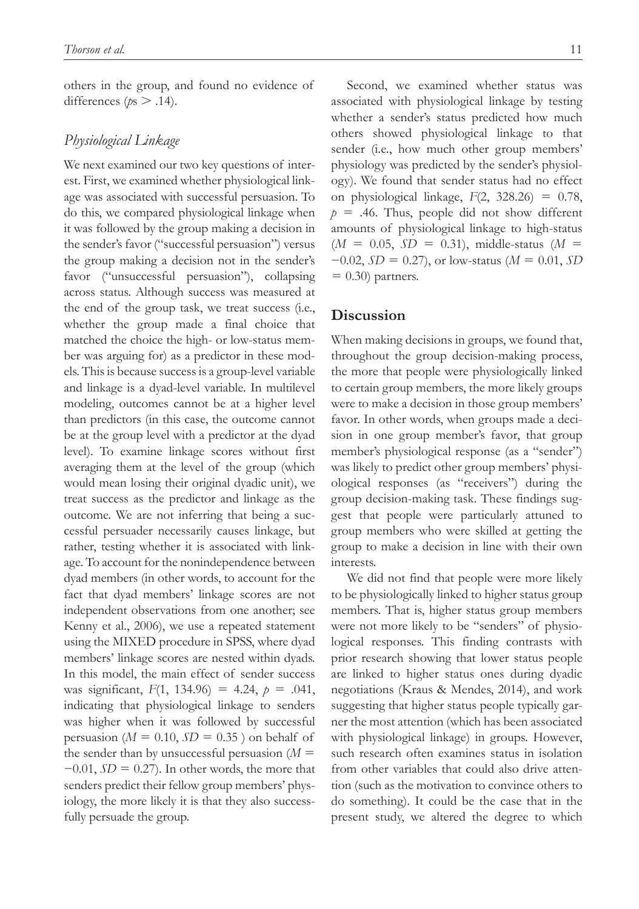others in the group, and found no evidence of differences ($p$s $> .14$).

### *Physiological Linkage*

We next examined our two key questions of interest. First, we examined whether physiological linkage was associated with successful persuasion. To do this, we compared physiological linkage when it was followed by the group making a decision in the sender's favor ("successful persuasion") versus the group making a decision not in the sender's favor ("unsuccessful persuasion"), collapsing across status. Although success was measured at the end of the group task, we treat success (i.e., whether the group made a final choice that matched the choice the high- or low-status member was arguing for) as a predictor in these models. This is because success is a group-level variable and linkage is a dyad-level variable. In multilevel modeling, outcomes cannot be at a higher level than predictors (in this case, the outcome cannot be at the group level with a predictor at the dyad level). To examine linkage scores without first averaging them at the level of the group (which would mean losing their original dyadic unit), we treat success as the predictor and linkage as the outcome. We are not inferring that being a successful persuader necessarily causes linkage, but rather, testing whether it is associated with linkage. To account for the nonindependence between dyad members (in other words, to account for the fact that dyad members' linkage scores are not independent observations from one another; see Kenny et al., 2006), we use a repeated statement using the MIXED procedure in SPSS, where dyad members' linkage scores are nested within dyads. In this model, the main effect of sender success was significant, $F(1, 134.96) = 4.24$, $p = .041$, indicating that physiological linkage to senders was higher when it was followed by successful persuasion ($M = 0.10$, $SD = 0.35$ ) on behalf of the sender than by unsuccessful persuasion ($M = -0.01$, $SD = 0.27$). In other words, the more that senders predict their fellow group members' physiology, the more likely it is that they also successfully persuade the group.

Second, we examined whether status was associated with physiological linkage by testing whether a sender's status predicted how much others showed physiological linkage to that sender (i.e., how much other group members' physiology was predicted by the sender's physiology). We found that sender status had no effect on physiological linkage, $F(2, 328.26) = 0.78$, $p = .46$. Thus, people did not show different amounts of physiological linkage to high-status ($M = 0.05$, $SD = 0.31$), middle-status ($M = -0.02$, $SD = 0.27$), or low-status ($M = 0.01$, $SD = 0.30$) partners.

## Discussion

When making decisions in groups, we found that, throughout the group decision-making process, the more that people were physiologically linked to certain group members, the more likely groups were to make a decision in those group members' favor. In other words, when groups made a decision in one group member's favor, that group member's physiological response (as a "sender") was likely to predict other group members' physiological responses (as "receivers") during the group decision-making task. These findings suggest that people were particularly attuned to group members who were skilled at getting the group to make a decision in line with their own interests.

We did not find that people were more likely to be physiologically linked to higher status group members. That is, higher status group members were not more likely to be "senders" of physiological responses. This finding contrasts with prior research showing that lower status people are linked to higher status ones during dyadic negotiations (Kraus & Mendes, 2014), and work suggesting that higher status people typically garner the most attention (which has been associated with physiological linkage) in groups. However, such research often examines status in isolation from other variables that could also drive attention (such as the motivation to convince others to do something). It could be the case that in the present study, we altered the degree to which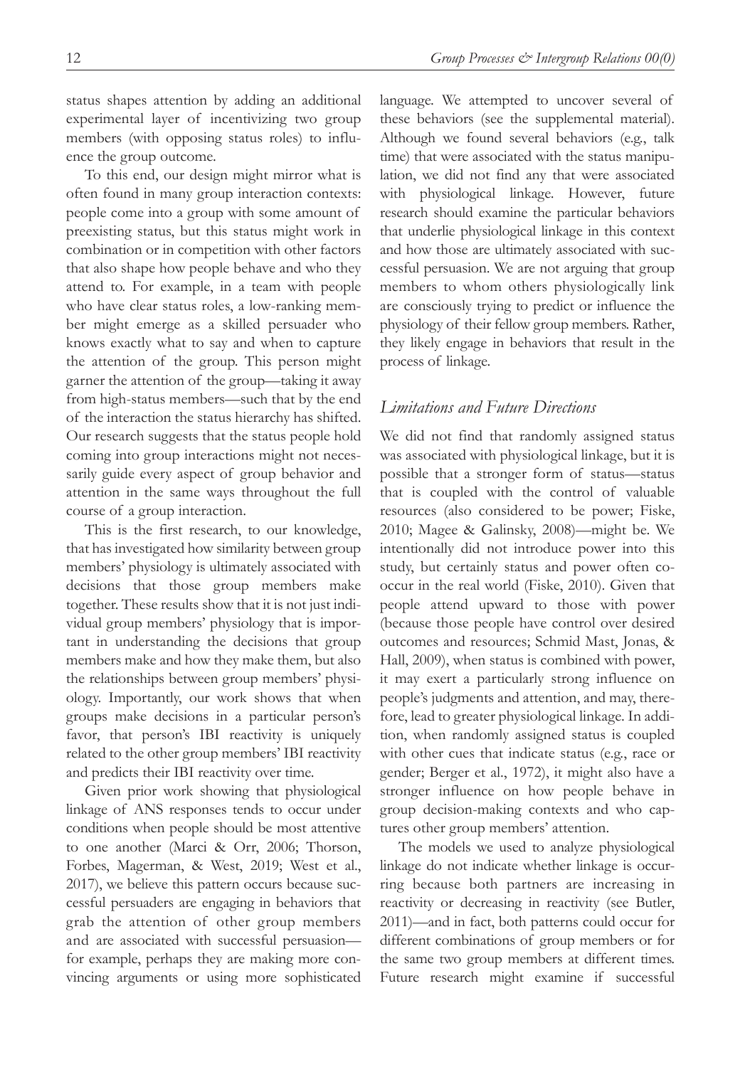status shapes attention by adding an additional experimental layer of incentivizing two group members (with opposing status roles) to influence the group outcome.

To this end, our design might mirror what is often found in many group interaction contexts: people come into a group with some amount of preexisting status, but this status might work in combination or in competition with other factors that also shape how people behave and who they attend to. For example, in a team with people who have clear status roles, a low-ranking member might emerge as a skilled persuader who knows exactly what to say and when to capture the attention of the group. This person might garner the attention of the group—taking it away from high-status members—such that by the end of the interaction the status hierarchy has shifted. Our research suggests that the status people hold coming into group interactions might not necessarily guide every aspect of group behavior and attention in the same ways throughout the full course of a group interaction.

This is the first research, to our knowledge, that has investigated how similarity between group members' physiology is ultimately associated with decisions that those group members make together. These results show that it is not just individual group members' physiology that is important in understanding the decisions that group members make and how they make them, but also the relationships between group members' physiology. Importantly, our work shows that when groups make decisions in a particular person's favor, that person's IBI reactivity is uniquely related to the other group members' IBI reactivity and predicts their IBI reactivity over time.

Given prior work showing that physiological linkage of ANS responses tends to occur under conditions when people should be most attentive to one another (Marci & Orr, 2006; Thorson, Forbes, Magerman, & West, 2019; West et al., 2017), we believe this pattern occurs because successful persuaders are engaging in behaviors that grab the attention of other group members and are associated with successful persuasion—for example, perhaps they are making more convincing arguments or using more sophisticated language. We attempted to uncover several of these behaviors (see the supplemental material). Although we found several behaviors (e.g., talk time) that were associated with the status manipulation, we did not find any that were associated with physiological linkage. However, future research should examine the particular behaviors that underlie physiological linkage in this context and how those are ultimately associated with successful persuasion. We are not arguing that group members to whom others physiologically link are consciously trying to predict or influence the physiology of their fellow group members. Rather, they likely engage in behaviors that result in the process of linkage.

## *Limitations and Future Directions*

We did not find that randomly assigned status was associated with physiological linkage, but it is possible that a stronger form of status—status that is coupled with the control of valuable resources (also considered to be power; Fiske, 2010; Magee & Galinsky, 2008)—might be. We intentionally did not introduce power into this study, but certainly status and power often co-occur in the real world (Fiske, 2010). Given that people attend upward to those with power (because those people have control over desired outcomes and resources; Schmid Mast, Jonas, & Hall, 2009), when status is combined with power, it may exert a particularly strong influence on people's judgments and attention, and may, therefore, lead to greater physiological linkage. In addition, when randomly assigned status is coupled with other cues that indicate status (e.g., race or gender; Berger et al., 1972), it might also have a stronger influence on how people behave in group decision-making contexts and who captures other group members' attention.

The models we used to analyze physiological linkage do not indicate whether linkage is occurring because both partners are increasing in reactivity or decreasing in reactivity (see Butler, 2011)—and in fact, both patterns could occur for different combinations of group members or for the same two group members at different times. Future research might examine if successful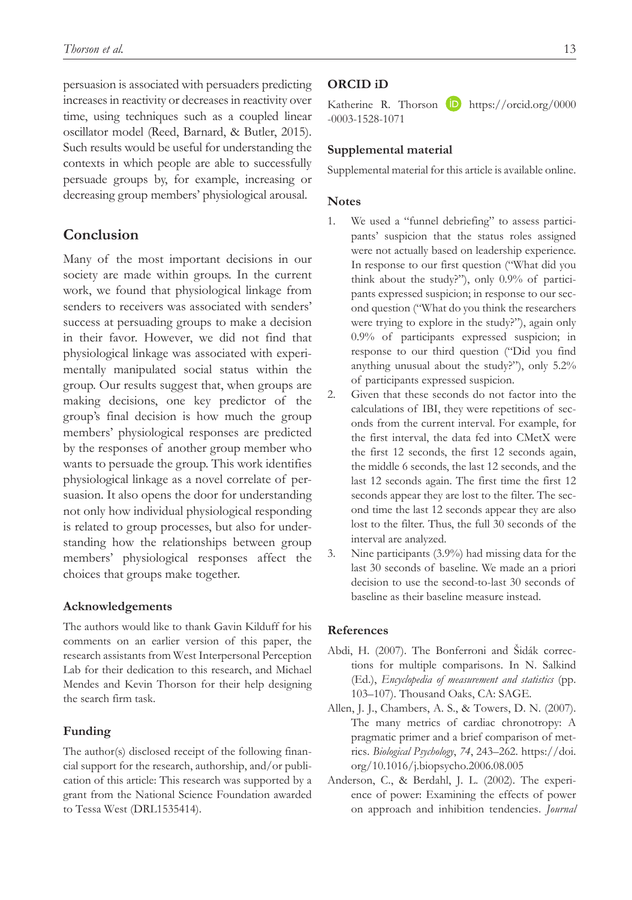persuasion is associated with persuaders predicting increases in reactivity or decreases in reactivity over time, using techniques such as a coupled linear oscillator model (Reed, Barnard, & Butler, 2015). Such results would be useful for understanding the contexts in which people are able to successfully persuade groups by, for example, increasing or decreasing group members' physiological arousal.

## Conclusion

Many of the most important decisions in our society are made within groups. In the current work, we found that physiological linkage from senders to receivers was associated with senders' success at persuading groups to make a decision in their favor. However, we did not find that physiological linkage was associated with experimentally manipulated social status within the group. Our results suggest that, when groups are making decisions, one key predictor of the group's final decision is how much the group members' physiological responses are predicted by the responses of another group member who wants to persuade the group. This work identifies physiological linkage as a novel correlate of persuasion. It also opens the door for understanding not only how individual physiological responding is related to group processes, but also for understanding how the relationships between group members' physiological responses affect the choices that groups make together.

### Acknowledgements

The authors would like to thank Gavin Kilduff for his comments on an earlier version of this paper, the research assistants from West Interpersonal Perception Lab for their dedication to this research, and Michael Mendes and Kevin Thorson for their help designing the search firm task.

### Funding

The author(s) disclosed receipt of the following financial support for the research, authorship, and/or publication of this article: This research was supported by a grant from the National Science Foundation awarded to Tessa West (DRL1535414).

### ORCID iD

Katherine R. Thorson https://orcid.org/0000-0003-1528-1071

### Supplemental material

Supplemental material for this article is available online.

### Notes

1. We used a "funnel debriefing" to assess participants' suspicion that the status roles assigned were not actually based on leadership experience. In response to our first question ("What did you think about the study?"), only 0.9% of participants expressed suspicion; in response to our second question ("What do you think the researchers were trying to explore in the study?"), again only 0.9% of participants expressed suspicion; in response to our third question ("Did you find anything unusual about the study?"), only 5.2% of participants expressed suspicion.
2. Given that these seconds do not factor into the calculations of IBI, they were repetitions of seconds from the current interval. For example, for the first interval, the data fed into CMetX were the first 12 seconds, the first 12 seconds again, the middle 6 seconds, the last 12 seconds, and the last 12 seconds again. The first time the first 12 seconds appear they are lost to the filter. The second time the last 12 seconds appear they are also lost to the filter. Thus, the full 30 seconds of the interval are analyzed.
3. Nine participants (3.9%) had missing data for the last 30 seconds of baseline. We made an a priori decision to use the second-to-last 30 seconds of baseline as their baseline measure instead.

### References

Abdi, H. (2007). The Bonferroni and Šidák corrections for multiple comparisons. In N. Salkind (Ed.), *Encyclopedia of measurement and statistics* (pp. 103–107). Thousand Oaks, CA: SAGE.

Allen, J. J., Chambers, A. S., & Towers, D. N. (2007). The many metrics of cardiac chronotropy: A pragmatic primer and a brief comparison of metrics. *Biological Psychology*, *74*, 243–262. https://doi.org/10.1016/j.biopsycho.2006.08.005

Anderson, C., & Berdahl, J. L. (2002). The experience of power: Examining the effects of power on approach and inhibition tendencies. *Journal*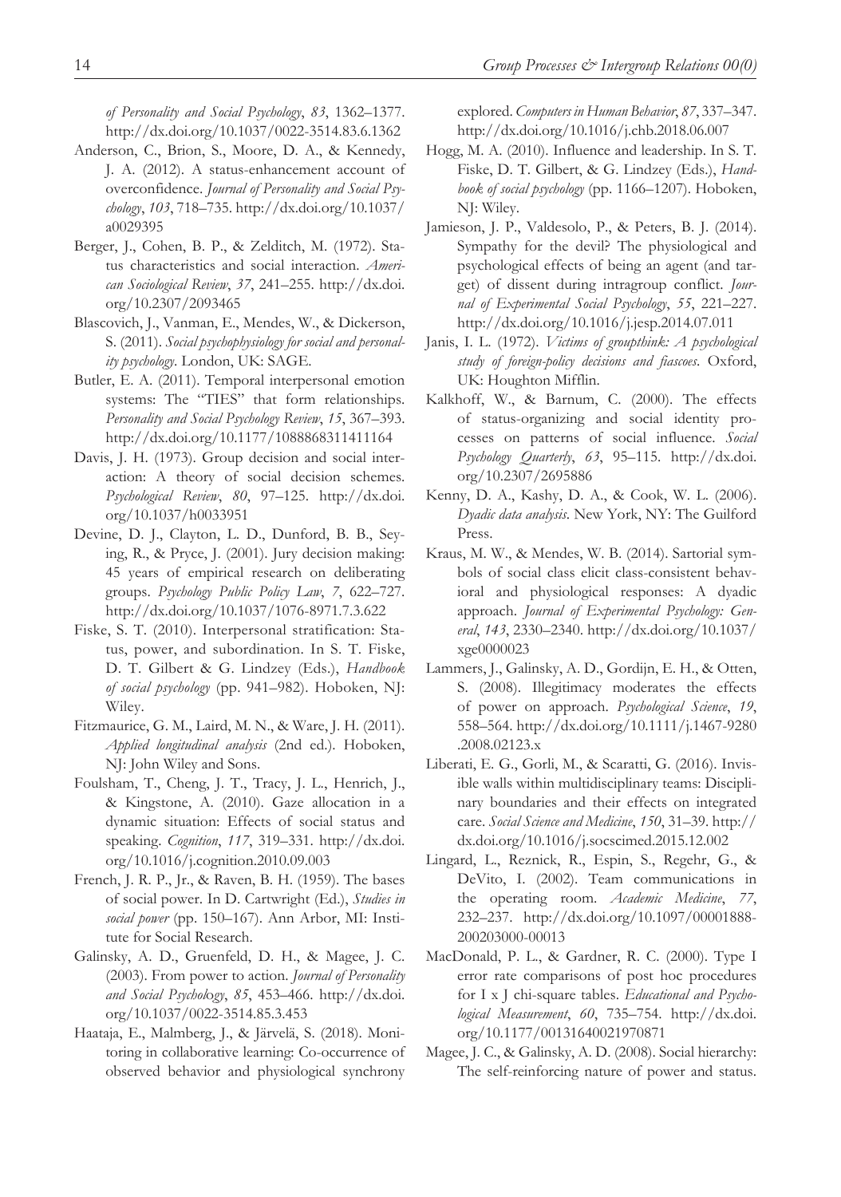*of Personality and Social Psychology*, *83*, 1362–1377. http://dx.doi.org/10.1037/0022-3514.83.6.1362

Anderson, C., Brion, S., Moore, D. A., & Kennedy, J. A. (2012). A status-enhancement account of overconfidence. *Journal of Personality and Social Psychology*, *103*, 718–735. http://dx.doi.org/10.1037/a0029395

Berger, J., Cohen, B. P., & Zelditch, M. (1972). Status characteristics and social interaction. *American Sociological Review*, *37*, 241–255. http://dx.doi.org/10.2307/2093465

Blascovich, J., Vanman, E., Mendes, W., & Dickerson, S. (2011). *Social psychophysiology for social and personality psychology*. London, UK: SAGE.

Butler, E. A. (2011). Temporal interpersonal emotion systems: The "TIES" that form relationships. *Personality and Social Psychology Review*, *15*, 367–393. http://dx.doi.org/10.1177/1088868311411164

Davis, J. H. (1973). Group decision and social interaction: A theory of social decision schemes. *Psychological Review*, *80*, 97–125. http://dx.doi.org/10.1037/h0033951

Devine, D. J., Clayton, L. D., Dunford, B. B., Seying, R., & Pryce, J. (2001). Jury decision making: 45 years of empirical research on deliberating groups. *Psychology Public Policy Law*, *7*, 622–727. http://dx.doi.org/10.1037/1076-8971.7.3.622

Fiske, S. T. (2010). Interpersonal stratification: Status, power, and subordination. In S. T. Fiske, D. T. Gilbert & G. Lindzey (Eds.), *Handbook of social psychology* (pp. 941–982). Hoboken, NJ: Wiley.

Fitzmaurice, G. M., Laird, M. N., & Ware, J. H. (2011). *Applied longitudinal analysis* (2nd ed.). Hoboken, NJ: John Wiley and Sons.

Foulsham, T., Cheng, J. T., Tracy, J. L., Henrich, J., & Kingstone, A. (2010). Gaze allocation in a dynamic situation: Effects of social status and speaking. *Cognition*, *117*, 319–331. http://dx.doi.org/10.1016/j.cognition.2010.09.003

French, J. R. P., Jr., & Raven, B. H. (1959). The bases of social power. In D. Cartwright (Ed.), *Studies in social power* (pp. 150–167). Ann Arbor, MI: Institute for Social Research.

Galinsky, A. D., Gruenfeld, D. H., & Magee, J. C. (2003). From power to action. *Journal of Personality and Social Psychology*, *85*, 453–466. http://dx.doi.org/10.1037/0022-3514.85.3.453

Haataja, E., Malmberg, J., & Järvelä, S. (2018). Monitoring in collaborative learning: Co-occurrence of observed behavior and physiological synchrony explored. *Computers in Human Behavior*, *87*, 337–347. http://dx.doi.org/10.1016/j.chb.2018.06.007

Hogg, M. A. (2010). Influence and leadership. In S. T. Fiske, D. T. Gilbert, & G. Lindzey (Eds.), *Handbook of social psychology* (pp. 1166–1207). Hoboken, NJ: Wiley.

Jamieson, J. P., Valdesolo, P., & Peters, B. J. (2014). Sympathy for the devil? The physiological and psychological effects of being an agent (and target) of dissent during intragroup conflict. *Journal of Experimental Social Psychology*, *55*, 221–227. http://dx.doi.org/10.1016/j.jesp.2014.07.011

Janis, I. L. (1972). *Victims of groupthink: A psychological study of foreign-policy decisions and fiascoes*. Oxford, UK: Houghton Mifflin.

Kalkhoff, W., & Barnum, C. (2000). The effects of status-organizing and social identity processes on patterns of social influence. *Social Psychology Quarterly*, *63*, 95–115. http://dx.doi.org/10.2307/2695886

Kenny, D. A., Kashy, D. A., & Cook, W. L. (2006). *Dyadic data analysis*. New York, NY: The Guilford Press.

Kraus, M. W., & Mendes, W. B. (2014). Sartorial symbols of social class elicit class-consistent behavioral and physiological responses: A dyadic approach. *Journal of Experimental Psychology: General*, *143*, 2330–2340. http://dx.doi.org/10.1037/xge0000023

Lammers, J., Galinsky, A. D., Gordijn, E. H., & Otten, S. (2008). Illegitimacy moderates the effects of power on approach. *Psychological Science*, *19*, 558–564. http://dx.doi.org/10.1111/j.1467-9280.2008.02123.x

Liberati, E. G., Gorli, M., & Scaratti, G. (2016). Invisible walls within multidisciplinary teams: Disciplinary boundaries and their effects on integrated care. *Social Science and Medicine*, *150*, 31–39. http://dx.doi.org/10.1016/j.socscimed.2015.12.002

Lingard, L., Reznick, R., Espin, S., Regehr, G., & DeVito, I. (2002). Team communications in the operating room. *Academic Medicine*, *77*, 232–237. http://dx.doi.org/10.1097/00001888-200203000-00013

MacDonald, P. L., & Gardner, R. C. (2000). Type I error rate comparisons of post hoc procedures for I x J chi-square tables. *Educational and Psychological Measurement*, *60*, 735–754. http://dx.doi.org/10.1177/00131640021970871

Magee, J. C., & Galinsky, A. D. (2008). Social hierarchy: The self-reinforcing nature of power and status.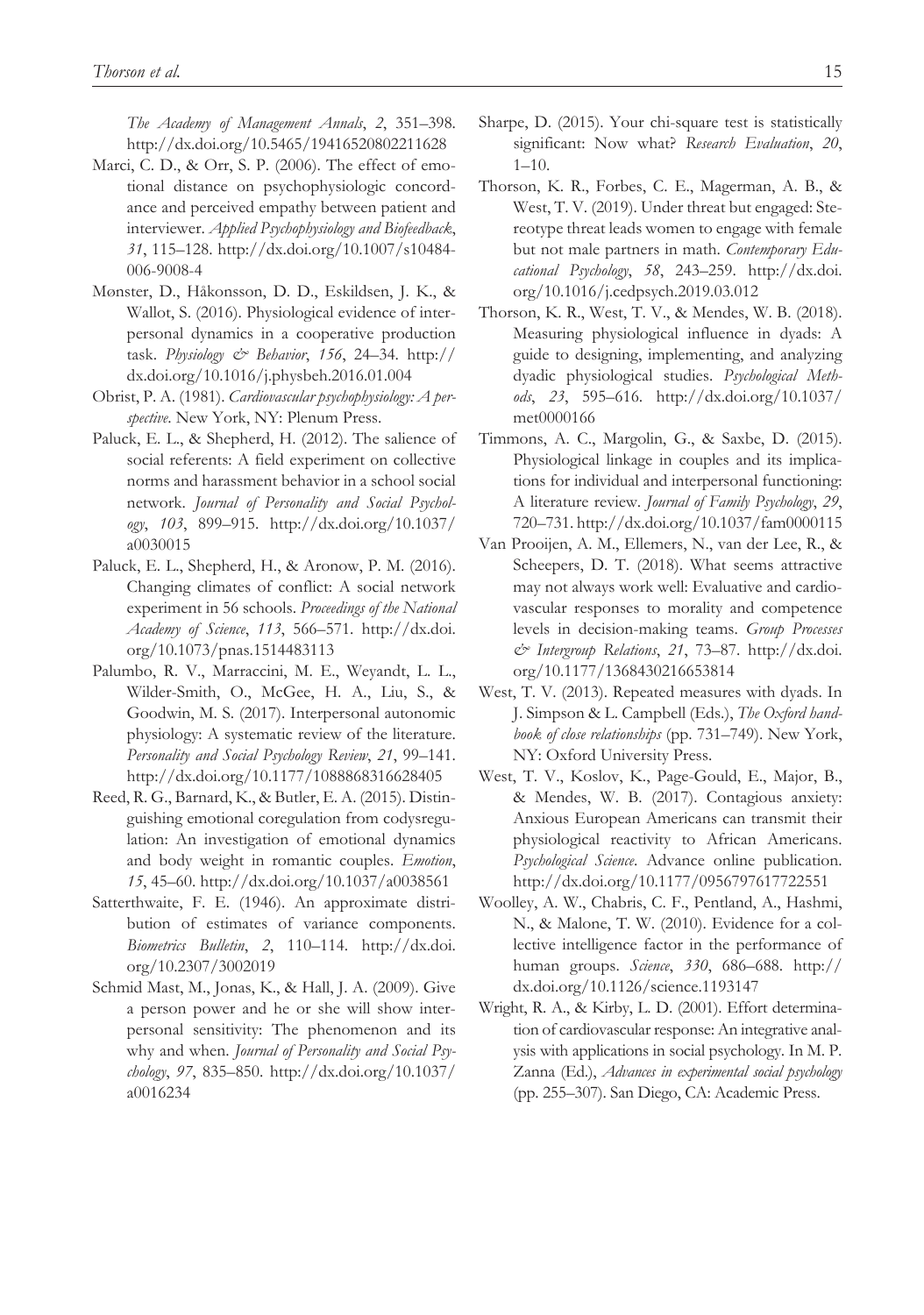*The Academy of Management Annals*, *2*, 351–398. http://dx.doi.org/10.5465/19416520802211628

Marci, C. D., & Orr, S. P. (2006). The effect of emotional distance on psychophysiologic concordance and perceived empathy between patient and interviewer. *Applied Psychophysiology and Biofeedback*, *31*, 115–128. http://dx.doi.org/10.1007/s10484-006-9008-4

Mønster, D., Håkonsson, D. D., Eskildsen, J. K., & Wallot, S. (2016). Physiological evidence of interpersonal dynamics in a cooperative production task. *Physiology & Behavior*, *156*, 24–34. http://dx.doi.org/10.1016/j.physbeh.2016.01.004

Obrist, P. A. (1981). *Cardiovascular psychophysiology: A perspective*. New York, NY: Plenum Press.

Paluck, E. L., & Shepherd, H. (2012). The salience of social referents: A field experiment on collective norms and harassment behavior in a school social network. *Journal of Personality and Social Psychology*, *103*, 899–915. http://dx.doi.org/10.1037/a0030015

Paluck, E. L., Shepherd, H., & Aronow, P. M. (2016). Changing climates of conflict: A social network experiment in 56 schools. *Proceedings of the National Academy of Science*, *113*, 566–571. http://dx.doi.org/10.1073/pnas.1514483113

Palumbo, R. V., Marraccini, M. E., Weyandt, L. L., Wilder-Smith, O., McGee, H. A., Liu, S., & Goodwin, M. S. (2017). Interpersonal autonomic physiology: A systematic review of the literature. *Personality and Social Psychology Review*, *21*, 99–141. http://dx.doi.org/10.1177/1088868316628405

Reed, R. G., Barnard, K., & Butler, E. A. (2015). Distinguishing emotional coregulation from codysregulation: An investigation of emotional dynamics and body weight in romantic couples. *Emotion*, *15*, 45–60. http://dx.doi.org/10.1037/a0038561

Satterthwaite, F. E. (1946). An approximate distribution of estimates of variance components. *Biometrics Bulletin*, *2*, 110–114. http://dx.doi.org/10.2307/3002019

Schmid Mast, M., Jonas, K., & Hall, J. A. (2009). Give a person power and he or she will show interpersonal sensitivity: The phenomenon and its why and when. *Journal of Personality and Social Psychology*, *97*, 835–850. http://dx.doi.org/10.1037/a0016234

Sharpe, D. (2015). Your chi-square test is statistically significant: Now what? *Research Evaluation*, *20*, 1–10.

Thorson, K. R., Forbes, C. E., Magerman, A. B., & West, T. V. (2019). Under threat but engaged: Stereotype threat leads women to engage with female but not male partners in math. *Contemporary Educational Psychology*, *58*, 243–259. http://dx.doi.org/10.1016/j.cedpsych.2019.03.012

Thorson, K. R., West, T. V., & Mendes, W. B. (2018). Measuring physiological influence in dyads: A guide to designing, implementing, and analyzing dyadic physiological studies. *Psychological Methods*, *23*, 595–616. http://dx.doi.org/10.1037/met0000166

Timmons, A. C., Margolin, G., & Saxbe, D. (2015). Physiological linkage in couples and its implications for individual and interpersonal functioning: A literature review. *Journal of Family Psychology*, *29*, 720–731. http://dx.doi.org/10.1037/fam0000115

Van Prooijen, A. M., Ellemers, N., van der Lee, R., & Scheepers, D. T. (2018). What seems attractive may not always work well: Evaluative and cardiovascular responses to morality and competence levels in decision-making teams. *Group Processes & Intergroup Relations*, *21*, 73–87. http://dx.doi.org/10.1177/1368430216653814

West, T. V. (2013). Repeated measures with dyads. In J. Simpson & L. Campbell (Eds.), *The Oxford handbook of close relationships* (pp. 731–749). New York, NY: Oxford University Press.

West, T. V., Koslov, K., Page-Gould, E., Major, B., & Mendes, W. B. (2017). Contagious anxiety: Anxious European Americans can transmit their physiological reactivity to African Americans. *Psychological Science*. Advance online publication. http://dx.doi.org/10.1177/0956797617722551

Woolley, A. W., Chabris, C. F., Pentland, A., Hashmi, N., & Malone, T. W. (2010). Evidence for a collective intelligence factor in the performance of human groups. *Science*, *330*, 686–688. http://dx.doi.org/10.1126/science.1193147

Wright, R. A., & Kirby, L. D. (2001). Effort determination of cardiovascular response: An integrative analysis with applications in social psychology. In M. P. Zanna (Ed.), *Advances in experimental social psychology* (pp. 255–307). San Diego, CA: Academic Press.